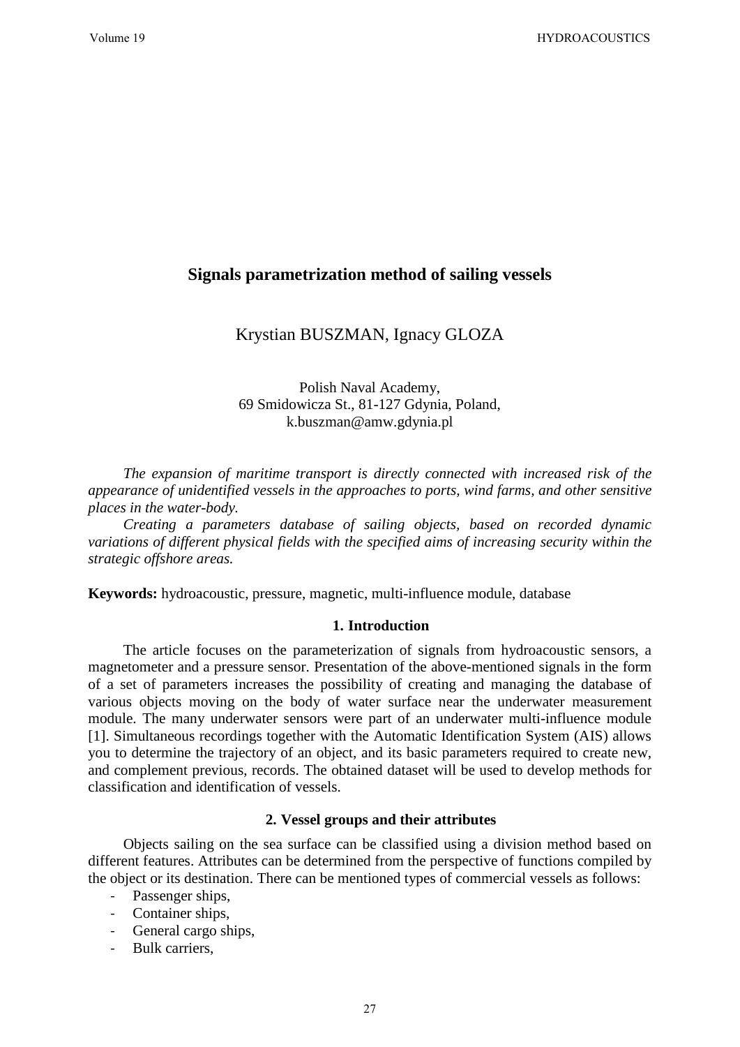# Signals parametrization method of sailing vessels

Krystian BUSZMAN, Ignacy GLOZA

Polish Naval Academy,
69 Smidowicza St., 81-127 Gdynia, Poland,
k.buszman@amw.gdynia.pl

*The expansion of maritime transport is directly connected with increased risk of the appearance of unidentified vessels in the approaches to ports, wind farms, and other sensitive places in the water-body.*

*Creating a parameters database of sailing objects, based on recorded dynamic variations of different physical fields with the specified aims of increasing security within the strategic offshore areas.*

**Keywords:** hydroacoustic, pressure, magnetic, multi-influence module, database

## 1. Introduction

The article focuses on the parameterization of signals from hydroacoustic sensors, a magnetometer and a pressure sensor. Presentation of the above-mentioned signals in the form of a set of parameters increases the possibility of creating and managing the database of various objects moving on the body of water surface near the underwater measurement module. The many underwater sensors were part of an underwater multi-influence module [1]. Simultaneous recordings together with the Automatic Identification System (AIS) allows you to determine the trajectory of an object, and its basic parameters required to create new, and complement previous, records. The obtained dataset will be used to develop methods for classification and identification of vessels.

## 2. Vessel groups and their attributes

Objects sailing on the sea surface can be classified using a division method based on different features. Attributes can be determined from the perspective of functions compiled by the object or its destination. There can be mentioned types of commercial vessels as follows:

- Passenger ships,
- Container ships,
- General cargo ships,
- Bulk carriers,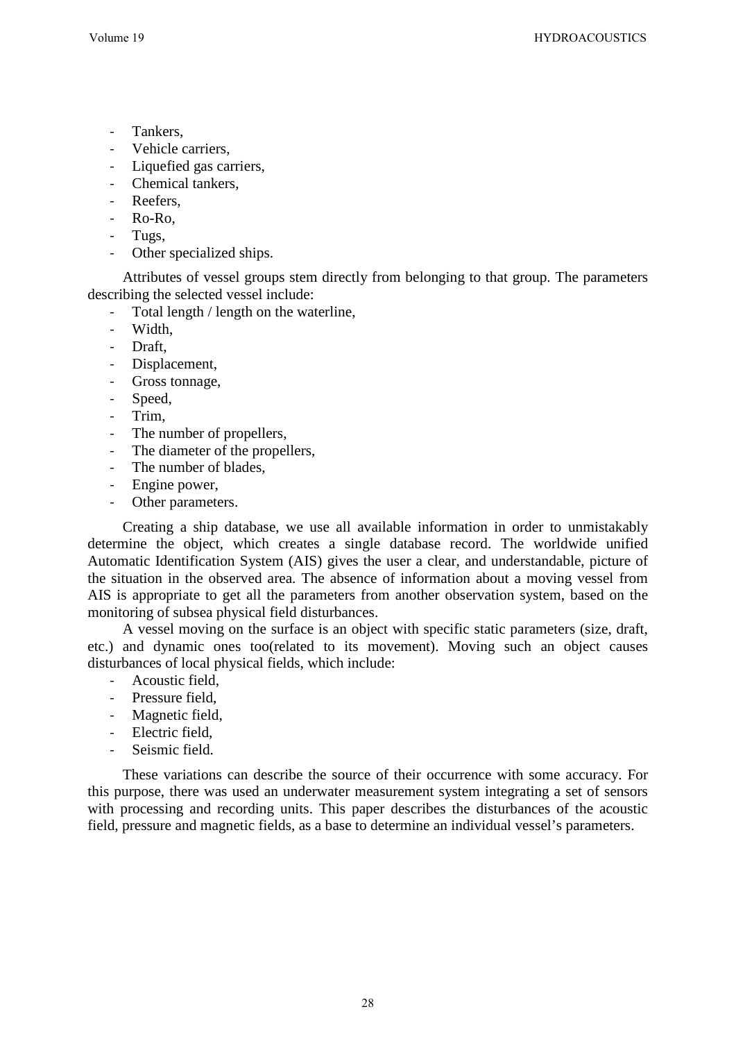- Tankers,
- Vehicle carriers,
- Liquefied gas carriers,
- Chemical tankers,
- Reefers,
- Ro-Ro,
- Tugs,
- Other specialized ships.

Attributes of vessel groups stem directly from belonging to that group. The parameters describing the selected vessel include:

- Total length / length on the waterline,
- Width,
- Draft,
- Displacement,
- Gross tonnage,
- Speed,
- Trim,
- The number of propellers,
- The diameter of the propellers,
- The number of blades,
- Engine power,
- Other parameters.

Creating a ship database, we use all available information in order to unmistakably determine the object, which creates a single database record. The worldwide unified Automatic Identification System (AIS) gives the user a clear, and understandable, picture of the situation in the observed area. The absence of information about a moving vessel from AIS is appropriate to get all the parameters from another observation system, based on the monitoring of subsea physical field disturbances.

A vessel moving on the surface is an object with specific static parameters (size, draft, etc.) and dynamic ones too(related to its movement). Moving such an object causes disturbances of local physical fields, which include:

- Acoustic field,
- Pressure field,
- Magnetic field,
- Electric field,
- Seismic field.

These variations can describe the source of their occurrence with some accuracy. For this purpose, there was used an underwater measurement system integrating a set of sensors with processing and recording units. This paper describes the disturbances of the acoustic field, pressure and magnetic fields, as a base to determine an individual vessel's parameters.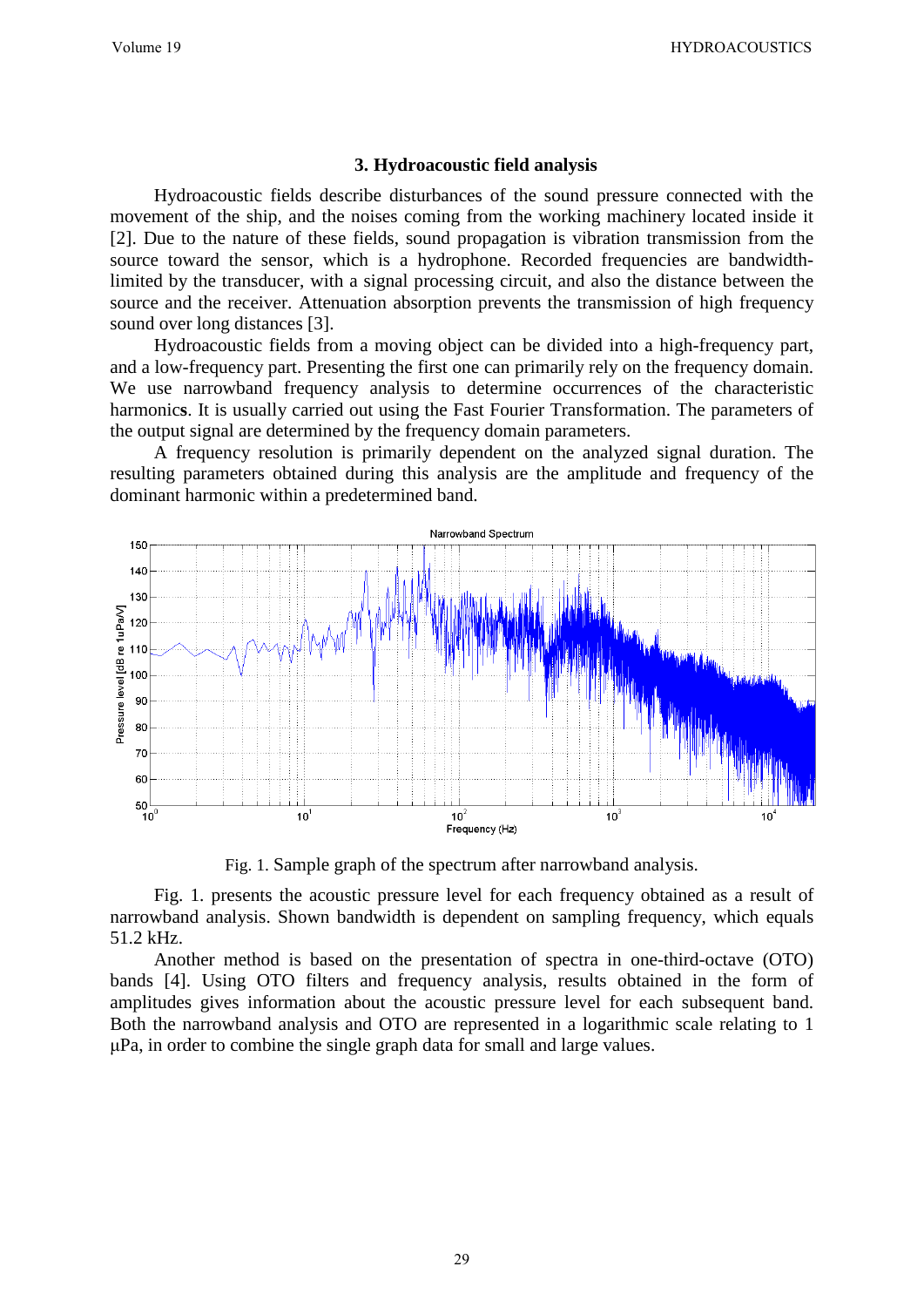## 3. Hydroacoustic field analysis

Hydroacoustic fields describe disturbances of the sound pressure connected with the movement of the ship, and the noises coming from the working machinery located inside it [2]. Due to the nature of these fields, sound propagation is vibration transmission from the source toward the sensor, which is a hydrophone. Recorded frequencies are bandwidth-limited by the transducer, with a signal processing circuit, and also the distance between the source and the receiver. Attenuation absorption prevents the transmission of high frequency sound over long distances [3].

Hydroacoustic fields from a moving object can be divided into a high-frequency part, and a low-frequency part. Presenting the first one can primarily rely on the frequency domain. We use narrowband frequency analysis to determine occurrences of the characteristic harmonic**s**. It is usually carried out using the Fast Fourier Transformation. The parameters of the output signal are determined by the frequency domain parameters.

A frequency resolution is primarily dependent on the analyzed signal duration. The resulting parameters obtained during this analysis are the amplitude and frequency of the dominant harmonic within a predetermined band.

Fig. 1. Sample graph of the spectrum after narrowband analysis.

Fig. 1. presents the acoustic pressure level for each frequency obtained as a result of narrowband analysis. Shown bandwidth is dependent on sampling frequency, which equals 51.2 kHz.

Another method is based on the presentation of spectra in one-third-octave (OTO) bands [4]. Using OTO filters and frequency analysis, results obtained in the form of amplitudes gives information about the acoustic pressure level for each subsequent band. Both the narrowband analysis and OTO are represented in a logarithmic scale relating to 1 μPa, in order to combine the single graph data for small and large values.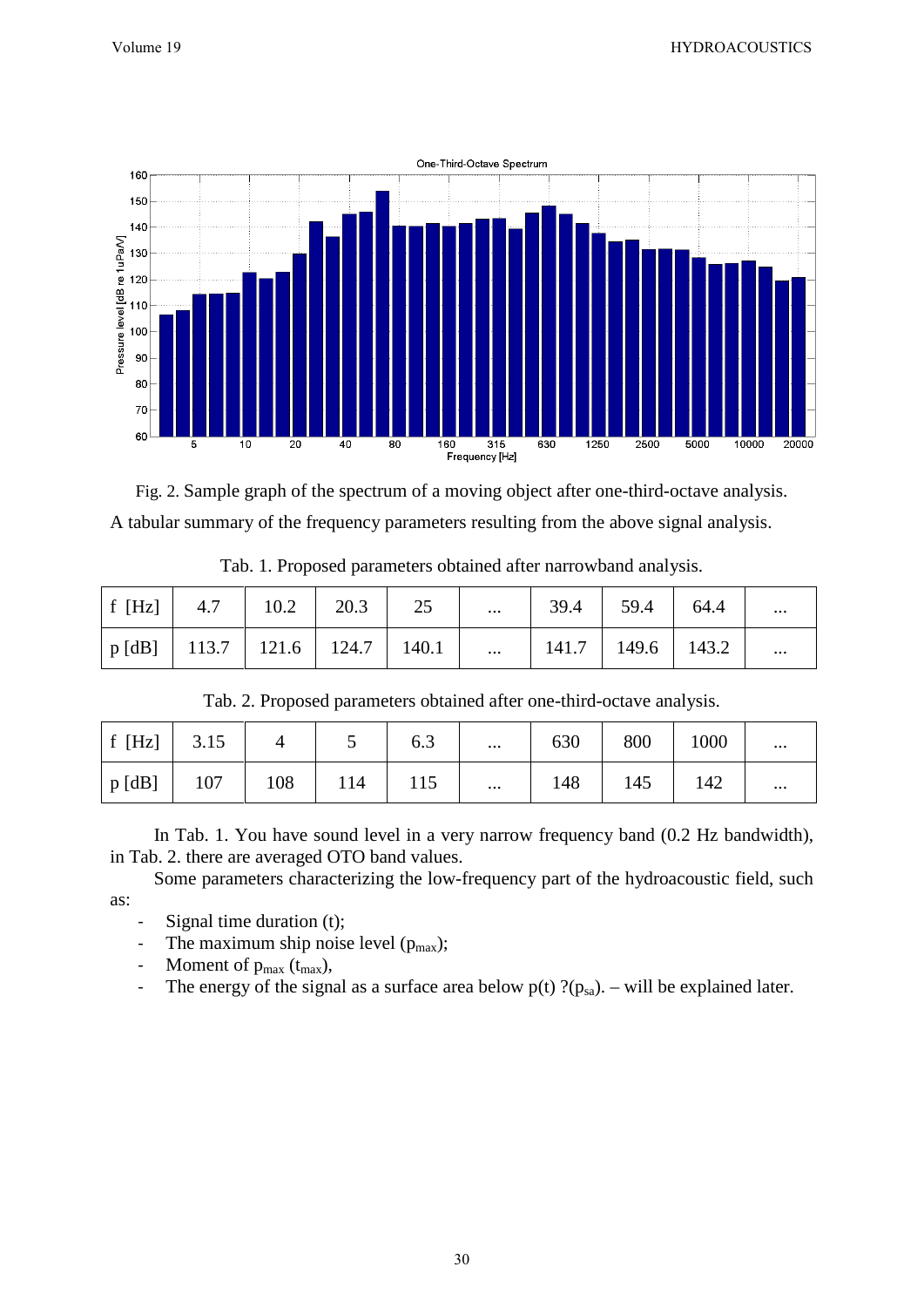Fig. 2. Sample graph of the spectrum of a moving object after one-third-octave analysis.

A tabular summary of the frequency parameters resulting from the above signal analysis.

Tab. 1. Proposed parameters obtained after narrowband analysis.

| f [Hz] | 4.7 | 10.2 | 20.3 | 25 | ... | 39.4 | 59.4 | 64.4 | ... |
|---|---|---|---|---|---|---|---|---|---|
| p [dB] | 113.7 | 121.6 | 124.7 | 140.1 | ... | 141.7 | 149.6 | 143.2 | ... |

Tab. 2. Proposed parameters obtained after one-third-octave analysis.

| f [Hz] | 3.15 | 4 | 5 | 6.3 | ... | 630 | 800 | 1000 | ... |
|---|---|---|---|---|---|---|---|---|---|
| p [dB] | 107 | 108 | 114 | 115 | ... | 148 | 145 | 142 | ... |

In Tab. 1. You have sound level in a very narrow frequency band (0.2 Hz bandwidth), in Tab. 2. there are averaged OTO band values.

Some parameters characterizing the low-frequency part of the hydroacoustic field, such as:

- Signal time duration (t);
- The maximum ship noise level ($p_{max}$);
- Moment of $p_{max}$ ($t_{max}$),
- The energy of the signal as a surface area below p(t) ?($p_{sa}$). – will be explained later.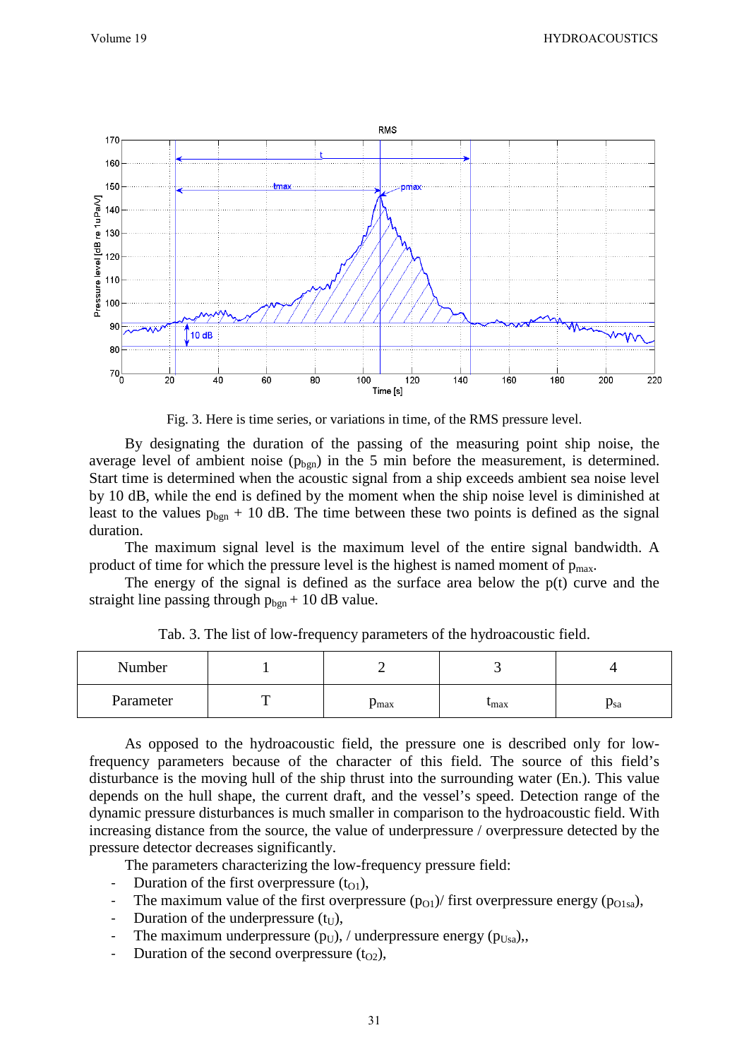Fig. 3. Here is time series, or variations in time, of the RMS pressure level.

By designating the duration of the passing of the measuring point ship noise, the average level of ambient noise ($p_{bgn}$) in the 5 min before the measurement, is determined. Start time is determined when the acoustic signal from a ship exceeds ambient sea noise level by 10 dB, while the end is defined by the moment when the ship noise level is diminished at least to the values $p_{bgn}$ + 10 dB. The time between these two points is defined as the signal duration.

The maximum signal level is the maximum level of the entire signal bandwidth. A product of time for which the pressure level is the highest is named moment of $p_{max}$.

The energy of the signal is defined as the surface area below the p(t) curve and the straight line passing through $p_{bgn}$ + 10 dB value.

Tab. 3. The list of low-frequency parameters of the hydroacoustic field.

| Number | 1 | 2 | 3 | 4 |
|---|---|---|---|---|
| Parameter | T | $p_{max}$ | $t_{max}$ | $p_{sa}$ |

As opposed to the hydroacoustic field, the pressure one is described only for low-frequency parameters because of the character of this field. The source of this field's disturbance is the moving hull of the ship thrust into the surrounding water (En.). This value depends on the hull shape, the current draft, and the vessel's speed. Detection range of the dynamic pressure disturbances is much smaller in comparison to the hydroacoustic field. With increasing distance from the source, the value of underpressure / overpressure detected by the pressure detector decreases significantly.

The parameters characterizing the low-frequency pressure field:

- Duration of the first overpressure ($t_{O1}$),
- The maximum value of the first overpressure ($p_{O1}$)/ first overpressure energy ($p_{O1sa}$),
- Duration of the underpressure ($t_U$),
- The maximum underpressure ($p_U$), / underpressure energy ($p_{Usa}$),,
- Duration of the second overpressure ($t_{O2}$),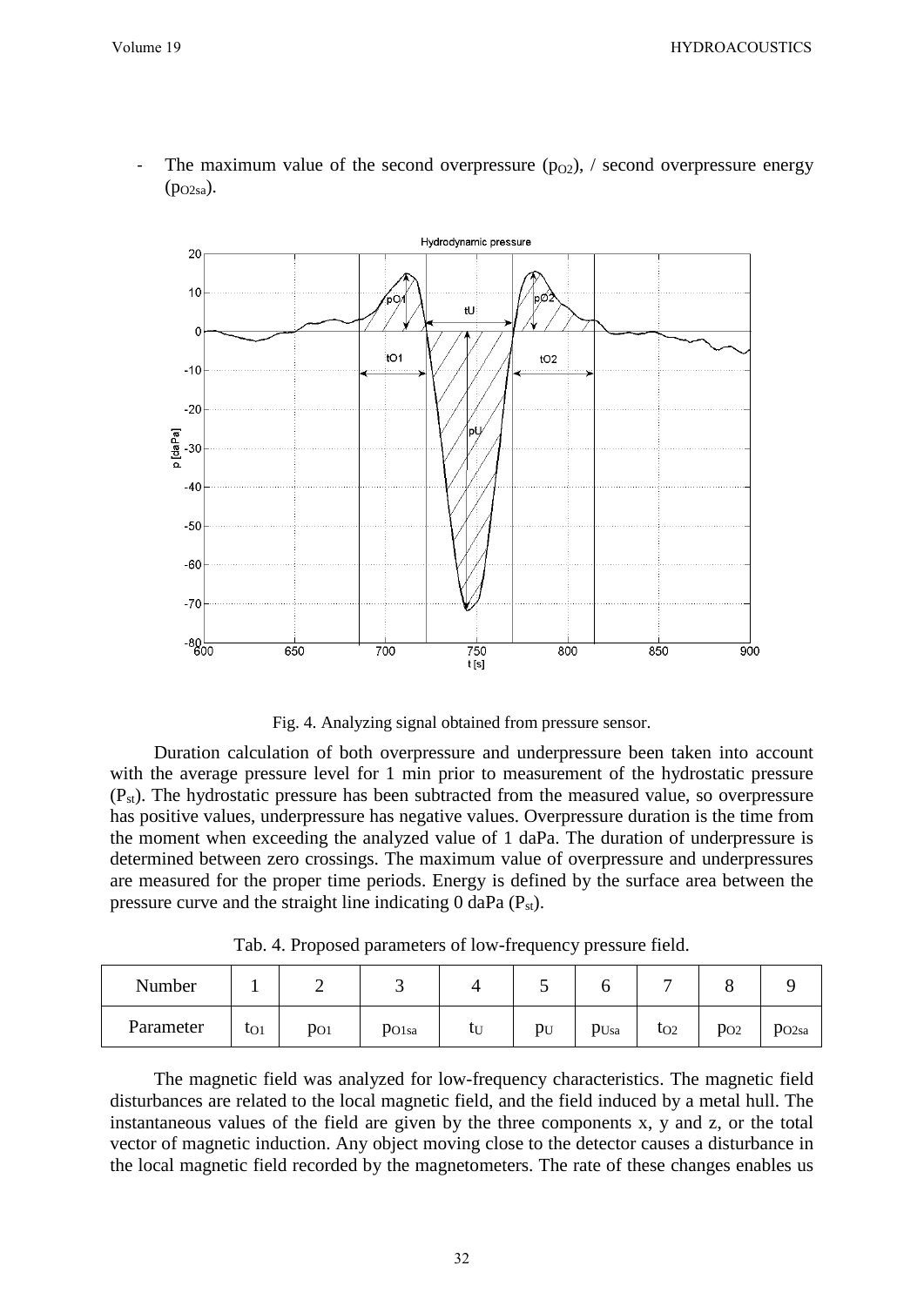- The maximum value of the second overpressure ($p_{O2}$), / second overpressure energy ($p_{O2sa}$).

Fig. 4. Analyzing signal obtained from pressure sensor.

Duration calculation of both overpressure and underpressure been taken into account with the average pressure level for 1 min prior to measurement of the hydrostatic pressure ($P_{st}$). The hydrostatic pressure has been subtracted from the measured value, so overpressure has positive values, underpressure has negative values. Overpressure duration is the time from the moment when exceeding the analyzed value of 1 daPa. The duration of underpressure is determined between zero crossings. The maximum value of overpressure and underpressures are measured for the proper time periods. Energy is defined by the surface area between the pressure curve and the straight line indicating 0 daPa ($P_{st}$).

Tab. 4. Proposed parameters of low-frequency pressure field.

| Number | 1 | 2 | 3 | 4 | 5 | 6 | 7 | 8 | 9 |
|---|---|---|---|---|---|---|---|---|---|
| Parameter | $t_{O1}$ | $p_{O1}$ | $p_{O1sa}$ | $t_U$ | $p_U$ | $p_{Usa}$ | $t_{O2}$ | $p_{O2}$ | $p_{O2sa}$ |

The magnetic field was analyzed for low-frequency characteristics. The magnetic field disturbances are related to the local magnetic field, and the field induced by a metal hull. The instantaneous values of the field are given by the three components x, y and z, or the total vector of magnetic induction. Any object moving close to the detector causes a disturbance in the local magnetic field recorded by the magnetometers. The rate of these changes enables us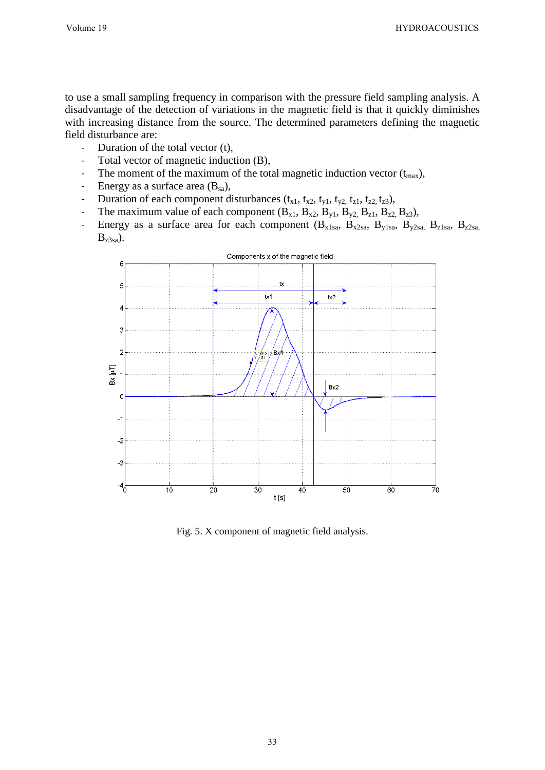to use a small sampling frequency in comparison with the pressure field sampling analysis. A disadvantage of the detection of variations in the magnetic field is that it quickly diminishes with increasing distance from the source. The determined parameters defining the magnetic field disturbance are:

- Duration of the total vector (t),
- Total vector of magnetic induction (B),
- The moment of the maximum of the total magnetic induction vector ($t_{max}$),
- Energy as a surface area ($B_{sa}$),
- Duration of each component disturbances ($t_{x1}$, $t_{x2}$, $t_{y1}$, $t_{y2}$, $t_{z1}$, $t_{z2}$, $t_{z3}$),
- The maximum value of each component ($B_{x1}$, $B_{x2}$, $B_{y1}$, $B_{y2}$, $B_{z1}$, $B_{z2}$, $B_{z3}$),
- Energy as a surface area for each component ($B_{x1sa}$, $B_{x2sa}$, $B_{y1sa}$, $B_{y2sa}$, $B_{z1sa}$, $B_{z2sa}$, $B_{z3sa}$).

Fig. 5. X component of magnetic field analysis.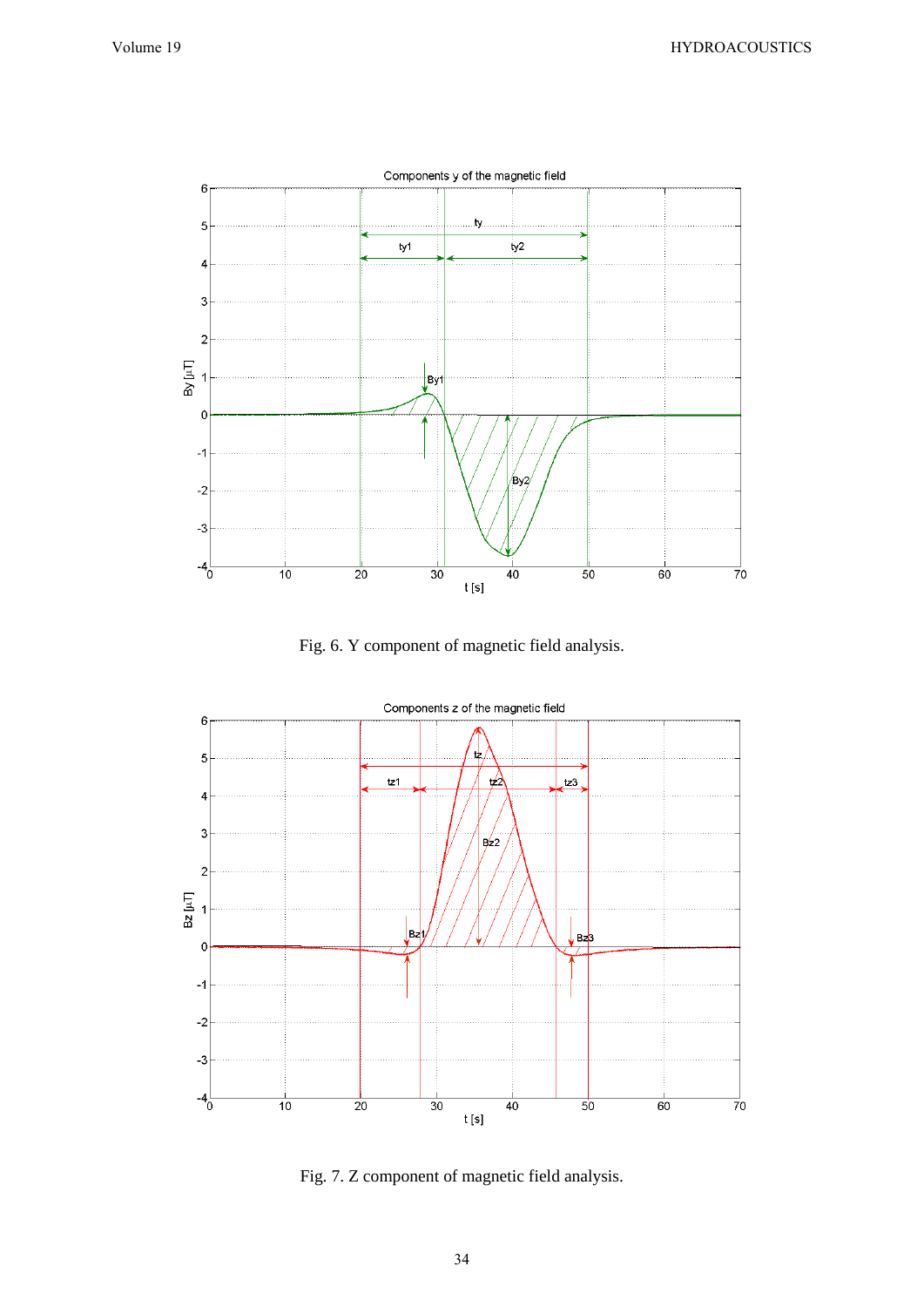Fig. 6. Y component of magnetic field analysis.

Fig. 7. Z component of magnetic field analysis.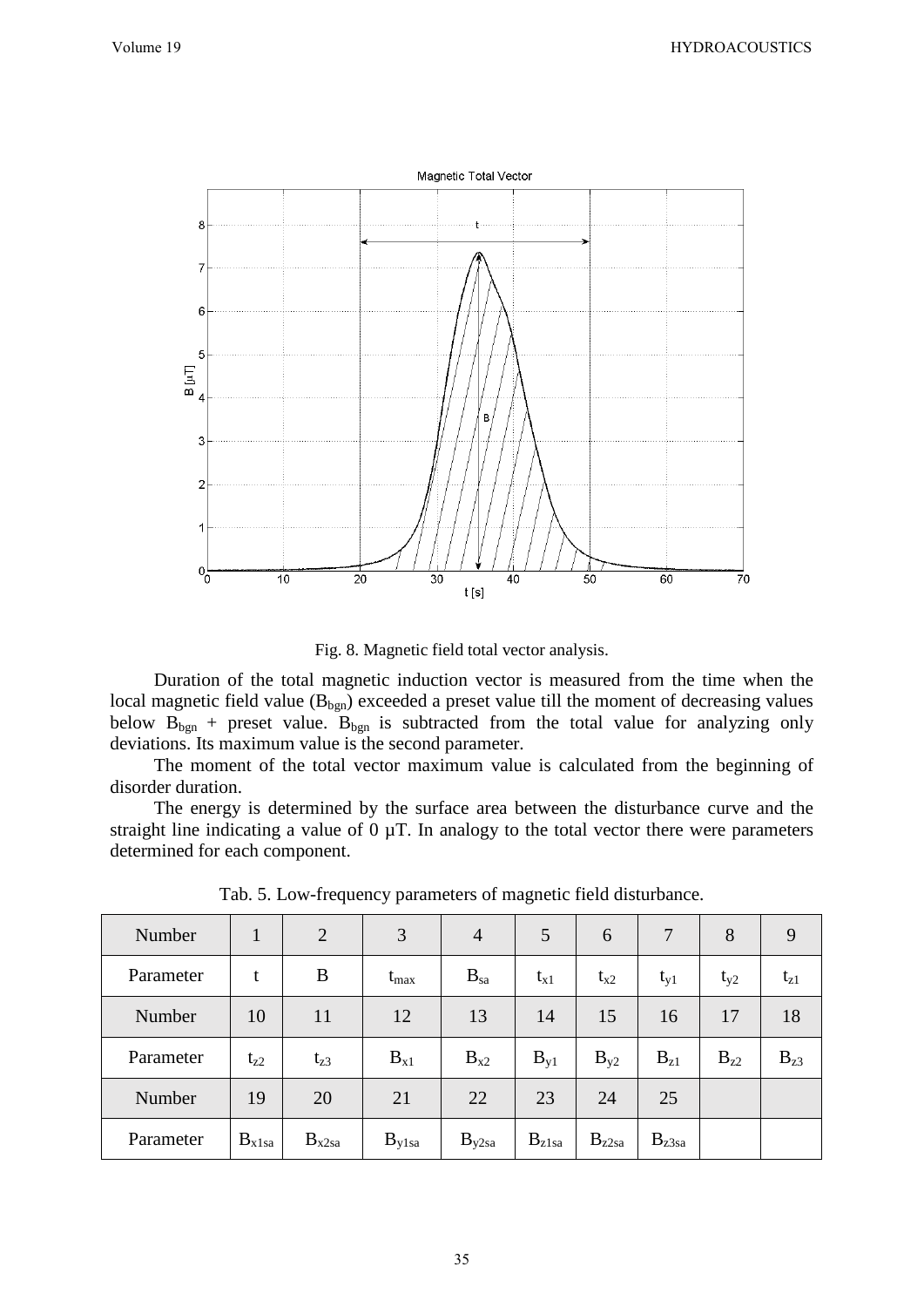Fig. 8. Magnetic field total vector analysis.

Duration of the total magnetic induction vector is measured from the time when the local magnetic field value ($B_{bgn}$) exceeded a preset value till the moment of decreasing values below $B_{bgn}$ + preset value. $B_{bgn}$ is subtracted from the total value for analyzing only deviations. Its maximum value is the second parameter.

The moment of the total vector maximum value is calculated from the beginning of disorder duration.

The energy is determined by the surface area between the disturbance curve and the straight line indicating a value of 0 µT. In analogy to the total vector there were parameters determined for each component.

Tab. 5. Low-frequency parameters of magnetic field disturbance.

| Number | 1 | 2 | 3 | 4 | 5 | 6 | 7 | 8 | 9 |
|---|---|---|---|---|---|---|---|---|---|
| Parameter | $t$ | $B$ | $t_{max}$ | $B_{sa}$ | $t_{x1}$ | $t_{x2}$ | $t_{y1}$ | $t_{y2}$ | $t_{z1}$ |
| Number | 10 | 11 | 12 | 13 | 14 | 15 | 16 | 17 | 18 |
| Parameter | $t_{z2}$ | $t_{z3}$ | $B_{x1}$ | $B_{x2}$ | $B_{y1}$ | $B_{y2}$ | $B_{z1}$ | $B_{z2}$ | $B_{z3}$ |
| Number | 19 | 20 | 21 | 22 | 23 | 24 | 25 | | |
| Parameter | $B_{x1sa}$ | $B_{x2sa}$ | $B_{y1sa}$ | $B_{y2sa}$ | $B_{z1sa}$ | $B_{z2sa}$ | $B_{z3sa}$ | | |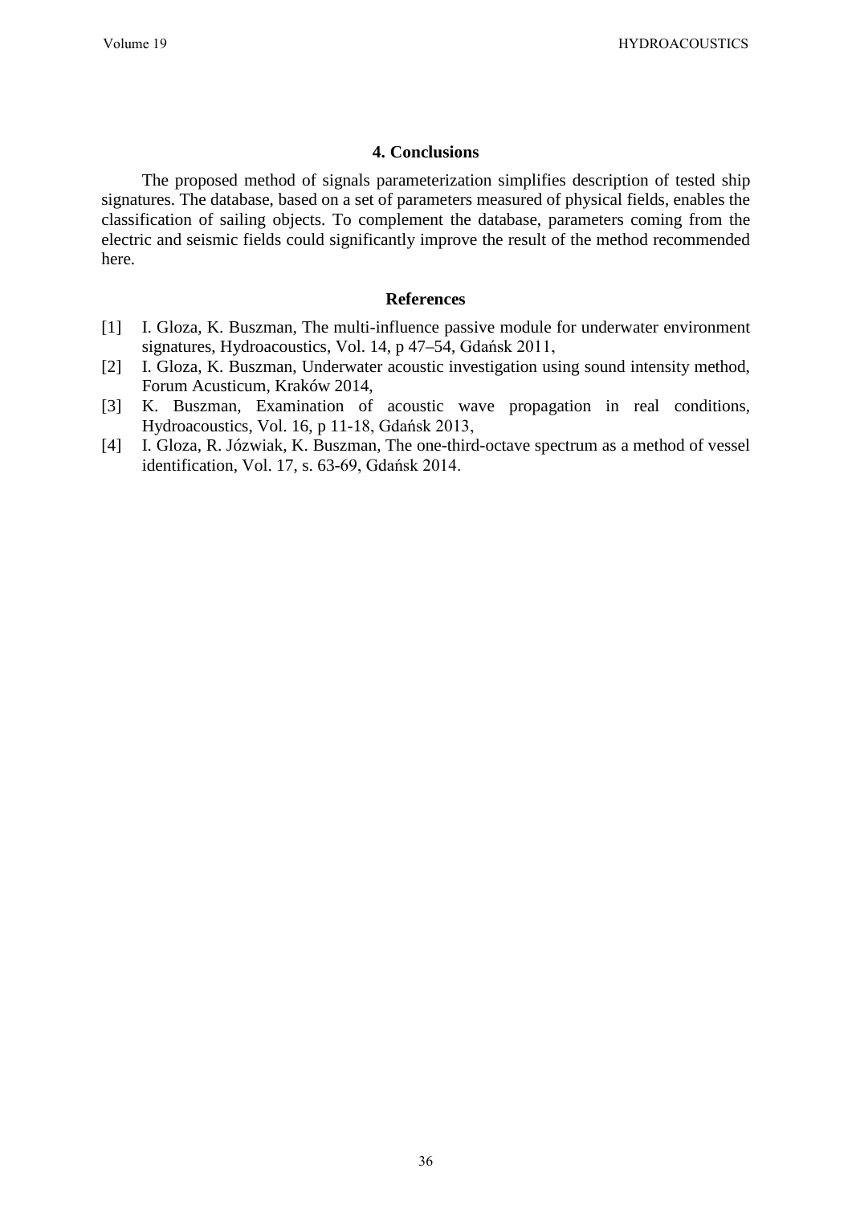## 4. Conclusions

The proposed method of signals parameterization simplifies description of tested ship signatures. The database, based on a set of parameters measured of physical fields, enables the classification of sailing objects. To complement the database, parameters coming from the electric and seismic fields could significantly improve the result of the method recommended here.

## References

[1] I. Gloza, K. Buszman, The multi-influence passive module for underwater environment signatures, Hydroacoustics, Vol. 14, p 47–54, Gdańsk 2011,

[2] I. Gloza, K. Buszman, Underwater acoustic investigation using sound intensity method, Forum Acusticum, Kraków 2014,

[3] K. Buszman, Examination of acoustic wave propagation in real conditions, Hydroacoustics, Vol. 16, p 11-18, Gdańsk 2013,

[4] I. Gloza, R. Józwiak, K. Buszman, The one-third-octave spectrum as a method of vessel identification, Vol. 17, s. 63-69, Gdańsk 2014.